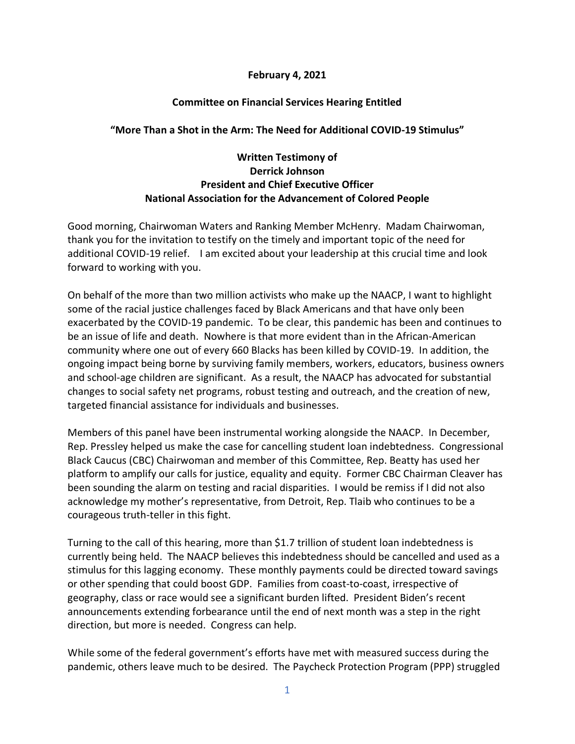**February 4, 2021**

**Committee on Financial Services Hearing Entitled**

**"More Than a Shot in the Arm: The Need for Additional COVID-19 Stimulus"**

**Written Testimony of**
**Derrick Johnson**
**President and Chief Executive Officer**
**National Association for the Advancement of Colored People**

Good morning, Chairwoman Waters and Ranking Member McHenry. Madam Chairwoman, thank you for the invitation to testify on the timely and important topic of the need for additional COVID-19 relief. I am excited about your leadership at this crucial time and look forward to working with you.

On behalf of the more than two million activists who make up the NAACP, I want to highlight some of the racial justice challenges faced by Black Americans and that have only been exacerbated by the COVID-19 pandemic. To be clear, this pandemic has been and continues to be an issue of life and death. Nowhere is that more evident than in the African-American community where one out of every 660 Blacks has been killed by COVID-19. In addition, the ongoing impact being borne by surviving family members, workers, educators, business owners and school-age children are significant. As a result, the NAACP has advocated for substantial changes to social safety net programs, robust testing and outreach, and the creation of new, targeted financial assistance for individuals and businesses.

Members of this panel have been instrumental working alongside the NAACP. In December, Rep. Pressley helped us make the case for cancelling student loan indebtedness. Congressional Black Caucus (CBC) Chairwoman and member of this Committee, Rep. Beatty has used her platform to amplify our calls for justice, equality and equity. Former CBC Chairman Cleaver has been sounding the alarm on testing and racial disparities. I would be remiss if I did not also acknowledge my mother's representative, from Detroit, Rep. Tlaib who continues to be a courageous truth-teller in this fight.

Turning to the call of this hearing, more than $1.7 trillion of student loan indebtedness is currently being held. The NAACP believes this indebtedness should be cancelled and used as a stimulus for this lagging economy. These monthly payments could be directed toward savings or other spending that could boost GDP. Families from coast-to-coast, irrespective of geography, class or race would see a significant burden lifted. President Biden's recent announcements extending forbearance until the end of next month was a step in the right direction, but more is needed. Congress can help.

While some of the federal government's efforts have met with measured success during the pandemic, others leave much to be desired. The Paycheck Protection Program (PPP) struggled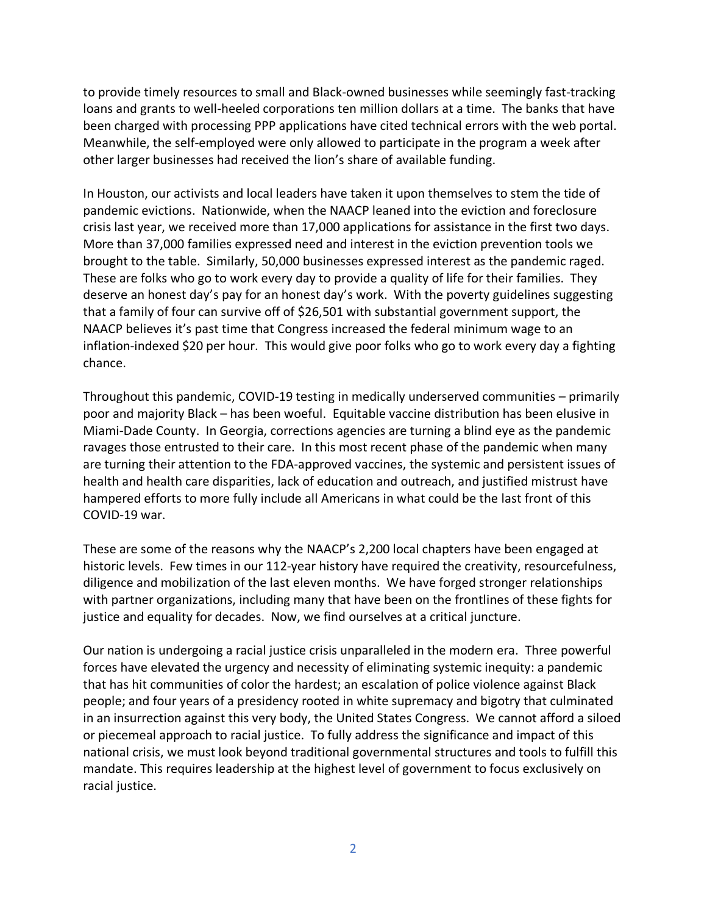to provide timely resources to small and Black-owned businesses while seemingly fast-tracking loans and grants to well-heeled corporations ten million dollars at a time. The banks that have been charged with processing PPP applications have cited technical errors with the web portal. Meanwhile, the self-employed were only allowed to participate in the program a week after other larger businesses had received the lion's share of available funding.

In Houston, our activists and local leaders have taken it upon themselves to stem the tide of pandemic evictions. Nationwide, when the NAACP leaned into the eviction and foreclosure crisis last year, we received more than 17,000 applications for assistance in the first two days. More than 37,000 families expressed need and interest in the eviction prevention tools we brought to the table. Similarly, 50,000 businesses expressed interest as the pandemic raged. These are folks who go to work every day to provide a quality of life for their families. They deserve an honest day's pay for an honest day's work. With the poverty guidelines suggesting that a family of four can survive off of $26,501 with substantial government support, the NAACP believes it's past time that Congress increased the federal minimum wage to an inflation-indexed $20 per hour. This would give poor folks who go to work every day a fighting chance.

Throughout this pandemic, COVID-19 testing in medically underserved communities – primarily poor and majority Black – has been woeful. Equitable vaccine distribution has been elusive in Miami-Dade County. In Georgia, corrections agencies are turning a blind eye as the pandemic ravages those entrusted to their care. In this most recent phase of the pandemic when many are turning their attention to the FDA-approved vaccines, the systemic and persistent issues of health and health care disparities, lack of education and outreach, and justified mistrust have hampered efforts to more fully include all Americans in what could be the last front of this COVID-19 war.

These are some of the reasons why the NAACP's 2,200 local chapters have been engaged at historic levels. Few times in our 112-year history have required the creativity, resourcefulness, diligence and mobilization of the last eleven months. We have forged stronger relationships with partner organizations, including many that have been on the frontlines of these fights for justice and equality for decades. Now, we find ourselves at a critical juncture.

Our nation is undergoing a racial justice crisis unparalleled in the modern era. Three powerful forces have elevated the urgency and necessity of eliminating systemic inequity: a pandemic that has hit communities of color the hardest; an escalation of police violence against Black people; and four years of a presidency rooted in white supremacy and bigotry that culminated in an insurrection against this very body, the United States Congress. We cannot afford a siloed or piecemeal approach to racial justice. To fully address the significance and impact of this national crisis, we must look beyond traditional governmental structures and tools to fulfill this mandate. This requires leadership at the highest level of government to focus exclusively on racial justice.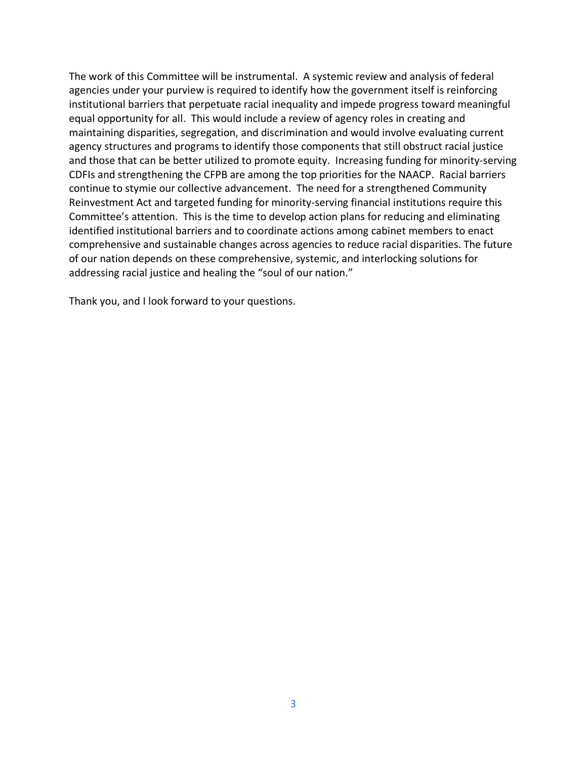The work of this Committee will be instrumental. A systemic review and analysis of federal agencies under your purview is required to identify how the government itself is reinforcing institutional barriers that perpetuate racial inequality and impede progress toward meaningful equal opportunity for all. This would include a review of agency roles in creating and maintaining disparities, segregation, and discrimination and would involve evaluating current agency structures and programs to identify those components that still obstruct racial justice and those that can be better utilized to promote equity. Increasing funding for minority-serving CDFIs and strengthening the CFPB are among the top priorities for the NAACP. Racial barriers continue to stymie our collective advancement. The need for a strengthened Community Reinvestment Act and targeted funding for minority-serving financial institutions require this Committee's attention. This is the time to develop action plans for reducing and eliminating identified institutional barriers and to coordinate actions among cabinet members to enact comprehensive and sustainable changes across agencies to reduce racial disparities. The future of our nation depends on these comprehensive, systemic, and interlocking solutions for addressing racial justice and healing the "soul of our nation."

Thank you, and I look forward to your questions.